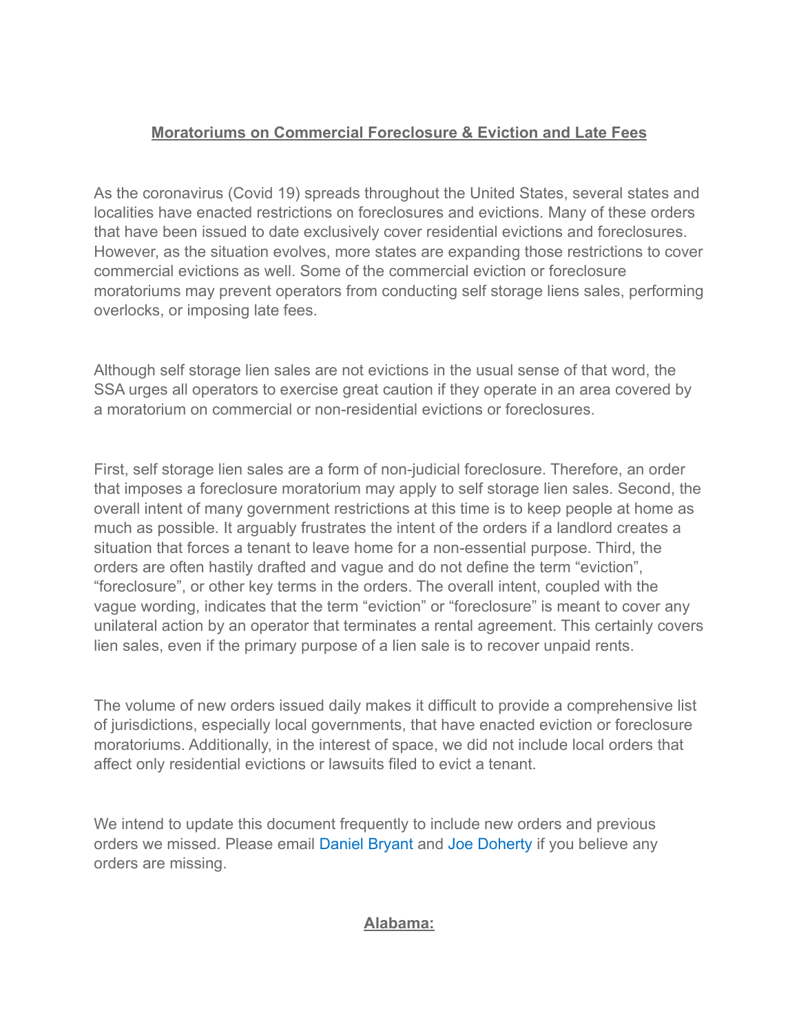## Moratoriums on Commercial Foreclosure & Eviction and Late Fees

As the coronavirus (Covid 19) spreads throughout the United States, several states and localities have enacted restrictions on foreclosures and evictions. Many of these orders that have been issued to date exclusively cover residential evictions and foreclosures. However, as the situation evolves, more states are expanding those restrictions to cover commercial evictions as well. Some of the commercial eviction or foreclosure moratoriums may prevent operators from conducting self storage liens sales, performing overlocks, or imposing late fees.

Although self storage lien sales are not evictions in the usual sense of that word, the SSA urges all operators to exercise great caution if they operate in an area covered by a moratorium on commercial or non-residential evictions or foreclosures.

First, self storage lien sales are a form of non-judicial foreclosure. Therefore, an order that imposes a foreclosure moratorium may apply to self storage lien sales. Second, the overall intent of many government restrictions at this time is to keep people at home as much as possible. It arguably frustrates the intent of the orders if a landlord creates a situation that forces a tenant to leave home for a non-essential purpose. Third, the orders are often hastily drafted and vague and do not define the term "eviction", "foreclosure", or other key terms in the orders. The overall intent, coupled with the vague wording, indicates that the term "eviction" or "foreclosure" is meant to cover any unilateral action by an operator that terminates a rental agreement. This certainly covers lien sales, even if the primary purpose of a lien sale is to recover unpaid rents.

The volume of new orders issued daily makes it difficult to provide a comprehensive list of jurisdictions, especially local governments, that have enacted eviction or foreclosure moratoriums. Additionally, in the interest of space, we did not include local orders that affect only residential evictions or lawsuits filed to evict a tenant.

We intend to update this document frequently to include new orders and previous orders we missed. Please email Daniel Bryant and Joe Doherty if you believe any orders are missing.

### Alabama: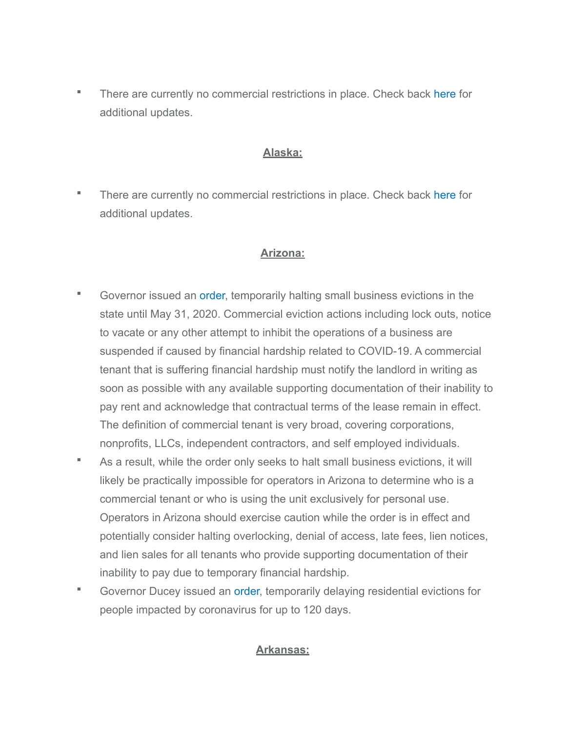- There are currently no commercial restrictions in place. Check back here for additional updates.

## **Alaska:**

- There are currently no commercial restrictions in place. Check back here for additional updates.

## **Arizona:**

- Governor issued an order, temporarily halting small business evictions in the state until May 31, 2020. Commercial eviction actions including lock outs, notice to vacate or any other attempt to inhibit the operations of a business are suspended if caused by financial hardship related to COVID-19. A commercial tenant that is suffering financial hardship must notify the landlord in writing as soon as possible with any available supporting documentation of their inability to pay rent and acknowledge that contractual terms of the lease remain in effect. The definition of commercial tenant is very broad, covering corporations, nonprofits, LLCs, independent contractors, and self employed individuals.
- As a result, while the order only seeks to halt small business evictions, it will likely be practically impossible for operators in Arizona to determine who is a commercial tenant or who is using the unit exclusively for personal use. Operators in Arizona should exercise caution while the order is in effect and potentially consider halting overlocking, denial of access, late fees, lien notices, and lien sales for all tenants who provide supporting documentation of their inability to pay due to temporary financial hardship.
- Governor Ducey issued an order, temporarily delaying residential evictions for people impacted by coronavirus for up to 120 days.

## **Arkansas:**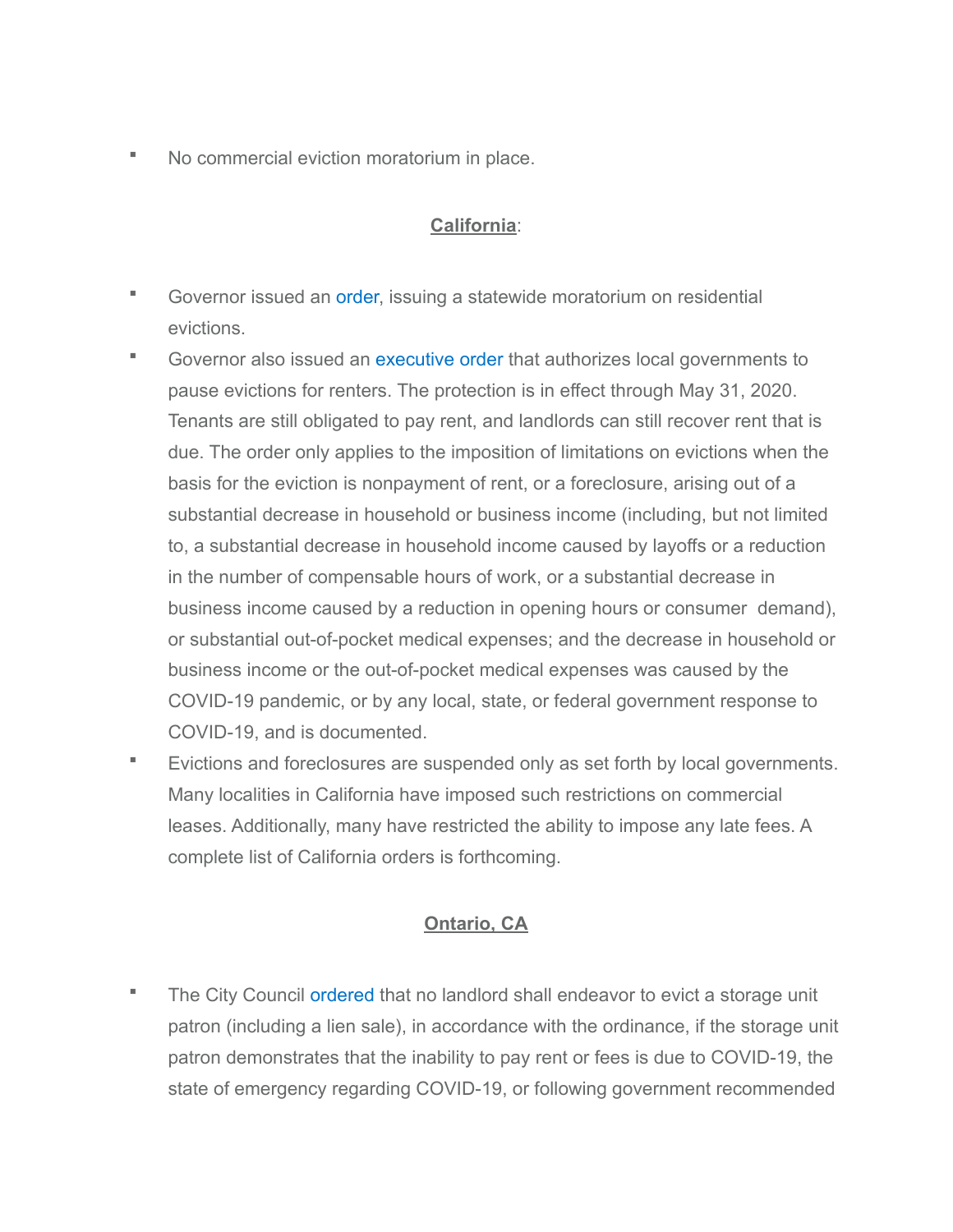- No commercial eviction moratorium in place.

## **California**:

- Governor issued an order, issuing a statewide moratorium on residential evictions.
- Governor also issued an executive order that authorizes local governments to pause evictions for renters. The protection is in effect through May 31, 2020. Tenants are still obligated to pay rent, and landlords can still recover rent that is due. The order only applies to the imposition of limitations on evictions when the basis for the eviction is nonpayment of rent, or a foreclosure, arising out of a substantial decrease in household or business income (including, but not limited to, a substantial decrease in household income caused by layoffs or a reduction in the number of compensable hours of work, or a substantial decrease in business income caused by a reduction in opening hours or consumer demand), or substantial out-of-pocket medical expenses; and the decrease in household or business income or the out-of-pocket medical expenses was caused by the COVID-19 pandemic, or by any local, state, or federal government response to COVID-19, and is documented.
- Evictions and foreclosures are suspended only as set forth by local governments. Many localities in California have imposed such restrictions on commercial leases. Additionally, many have restricted the ability to impose any late fees. A complete list of California orders is forthcoming.

## **Ontario, CA**

- The City Council ordered that no landlord shall endeavor to evict a storage unit patron (including a lien sale), in accordance with the ordinance, if the storage unit patron demonstrates that the inability to pay rent or fees is due to COVID-19, the state of emergency regarding COVID-19, or following government recommended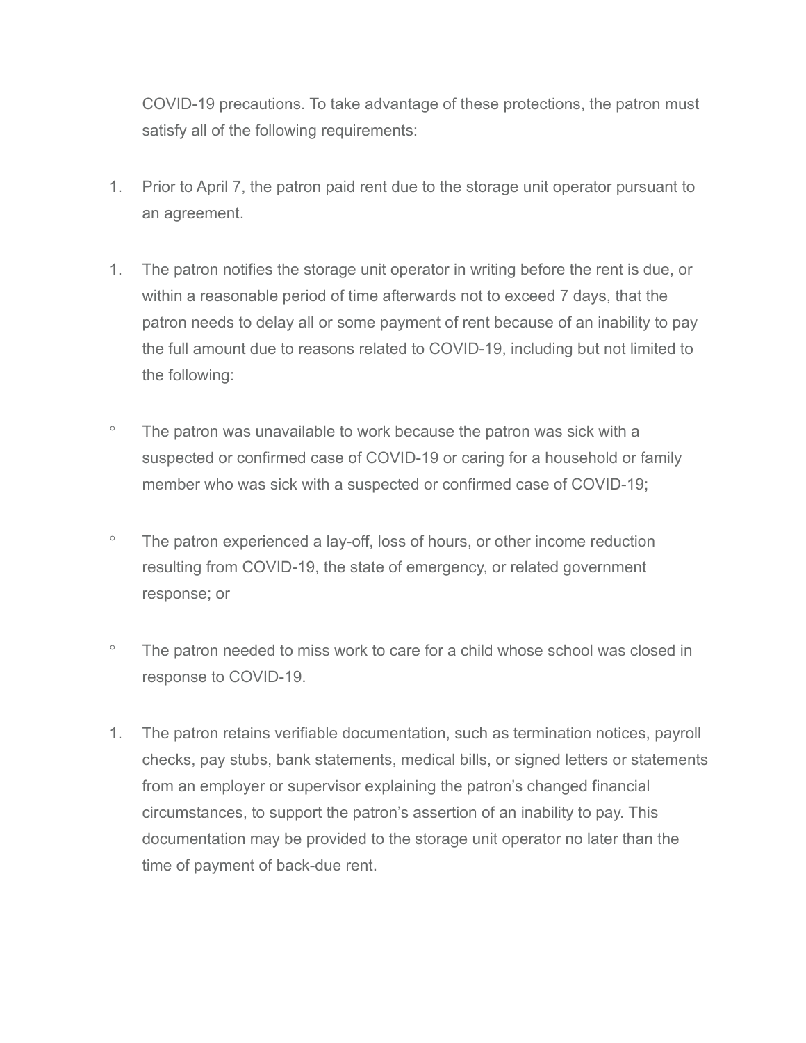COVID-19 precautions. To take advantage of these protections, the patron must satisfy all of the following requirements:

1. Prior to April 7, the patron paid rent due to the storage unit operator pursuant to an agreement.

1. The patron notifies the storage unit operator in writing before the rent is due, or within a reasonable period of time afterwards not to exceed 7 days, that the patron needs to delay all or some payment of rent because of an inability to pay the full amount due to reasons related to COVID-19, including but not limited to the following:

- The patron was unavailable to work because the patron was sick with a suspected or confirmed case of COVID-19 or caring for a household or family member who was sick with a suspected or confirmed case of COVID-19;

- The patron experienced a lay-off, loss of hours, or other income reduction resulting from COVID-19, the state of emergency, or related government response; or

- The patron needed to miss work to care for a child whose school was closed in response to COVID-19.

1. The patron retains verifiable documentation, such as termination notices, payroll checks, pay stubs, bank statements, medical bills, or signed letters or statements from an employer or supervisor explaining the patron's changed financial circumstances, to support the patron's assertion of an inability to pay. This documentation may be provided to the storage unit operator no later than the time of payment of back-due rent.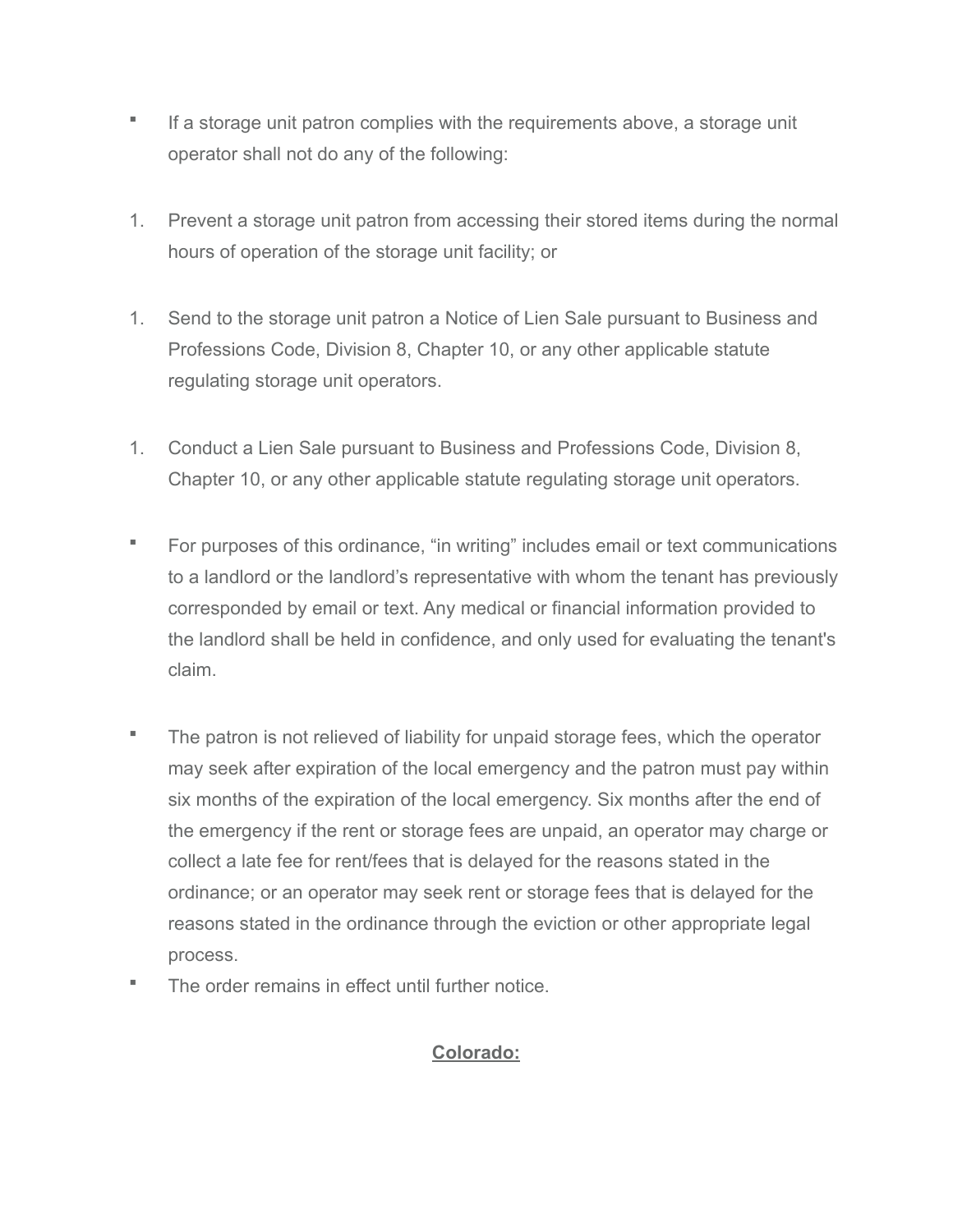- If a storage unit patron complies with the requirements above, a storage unit operator shall not do any of the following:

1. Prevent a storage unit patron from accessing their stored items during the normal hours of operation of the storage unit facility; or

1. Send to the storage unit patron a Notice of Lien Sale pursuant to Business and Professions Code, Division 8, Chapter 10, or any other applicable statute regulating storage unit operators.

1. Conduct a Lien Sale pursuant to Business and Professions Code, Division 8, Chapter 10, or any other applicable statute regulating storage unit operators.

- For purposes of this ordinance, "in writing" includes email or text communications to a landlord or the landlord's representative with whom the tenant has previously corresponded by email or text. Any medical or financial information provided to the landlord shall be held in confidence, and only used for evaluating the tenant's claim.

- The patron is not relieved of liability for unpaid storage fees, which the operator may seek after expiration of the local emergency and the patron must pay within six months of the expiration of the local emergency. Six months after the end of the emergency if the rent or storage fees are unpaid, an operator may charge or collect a late fee for rent/fees that is delayed for the reasons stated in the ordinance; or an operator may seek rent or storage fees that is delayed for the reasons stated in the ordinance through the eviction or other appropriate legal process.
- The order remains in effect until further notice.

## **Colorado:**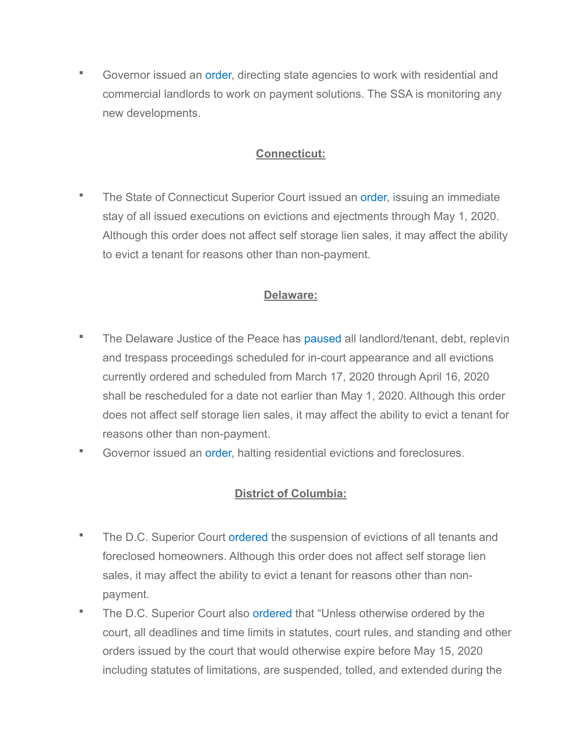- Governor issued an order, directing state agencies to work with residential and commercial landlords to work on payment solutions. The SSA is monitoring any new developments.

**Connecticut:**

- The State of Connecticut Superior Court issued an order, issuing an immediate stay of all issued executions on evictions and ejectments through May 1, 2020. Although this order does not affect self storage lien sales, it may affect the ability to evict a tenant for reasons other than non-payment.

**Delaware:**

- The Delaware Justice of the Peace has paused all landlord/tenant, debt, replevin and trespass proceedings scheduled for in-court appearance and all evictions currently ordered and scheduled from March 17, 2020 through April 16, 2020 shall be rescheduled for a date not earlier than May 1, 2020. Although this order does not affect self storage lien sales, it may affect the ability to evict a tenant for reasons other than non-payment.
- Governor issued an order, halting residential evictions and foreclosures.

**District of Columbia:**

- The D.C. Superior Court ordered the suspension of evictions of all tenants and foreclosed homeowners. Although this order does not affect self storage lien sales, it may affect the ability to evict a tenant for reasons other than non-payment.
- The D.C. Superior Court also ordered that "Unless otherwise ordered by the court, all deadlines and time limits in statutes, court rules, and standing and other orders issued by the court that would otherwise expire before May 15, 2020 including statutes of limitations, are suspended, tolled, and extended during the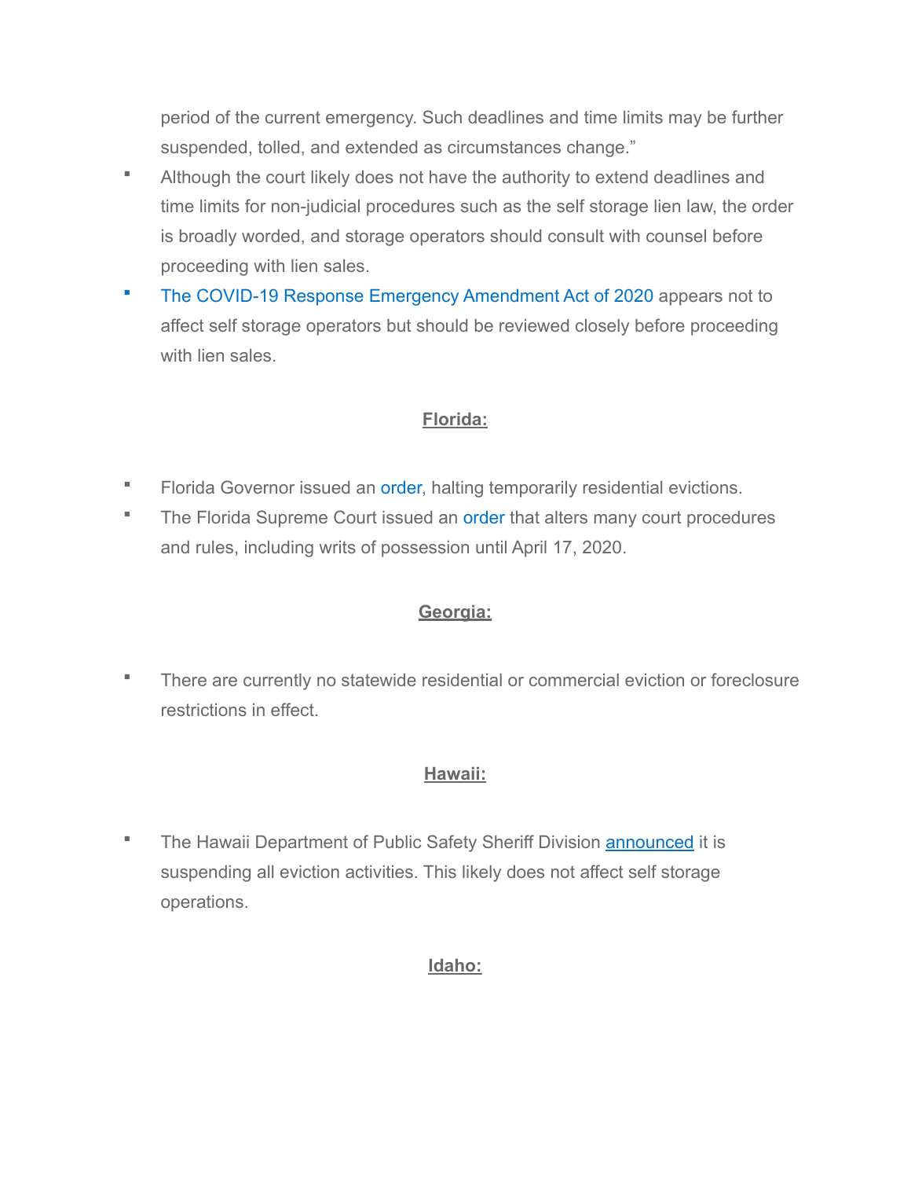period of the current emergency. Such deadlines and time limits may be further suspended, tolled, and extended as circumstances change."

- Although the court likely does not have the authority to extend deadlines and time limits for non-judicial procedures such as the self storage lien law, the order is broadly worded, and storage operators should consult with counsel before proceeding with lien sales.
- The COVID-19 Response Emergency Amendment Act of 2020 appears not to affect self storage operators but should be reviewed closely before proceeding with lien sales.

## Florida:

- Florida Governor issued an order, halting temporarily residential evictions.
- The Florida Supreme Court issued an order that alters many court procedures and rules, including writs of possession until April 17, 2020.

## Georgia:

- There are currently no statewide residential or commercial eviction or foreclosure restrictions in effect.

## Hawaii:

- The Hawaii Department of Public Safety Sheriff Division announced it is suspending all eviction activities. This likely does not affect self storage operations.

## Idaho: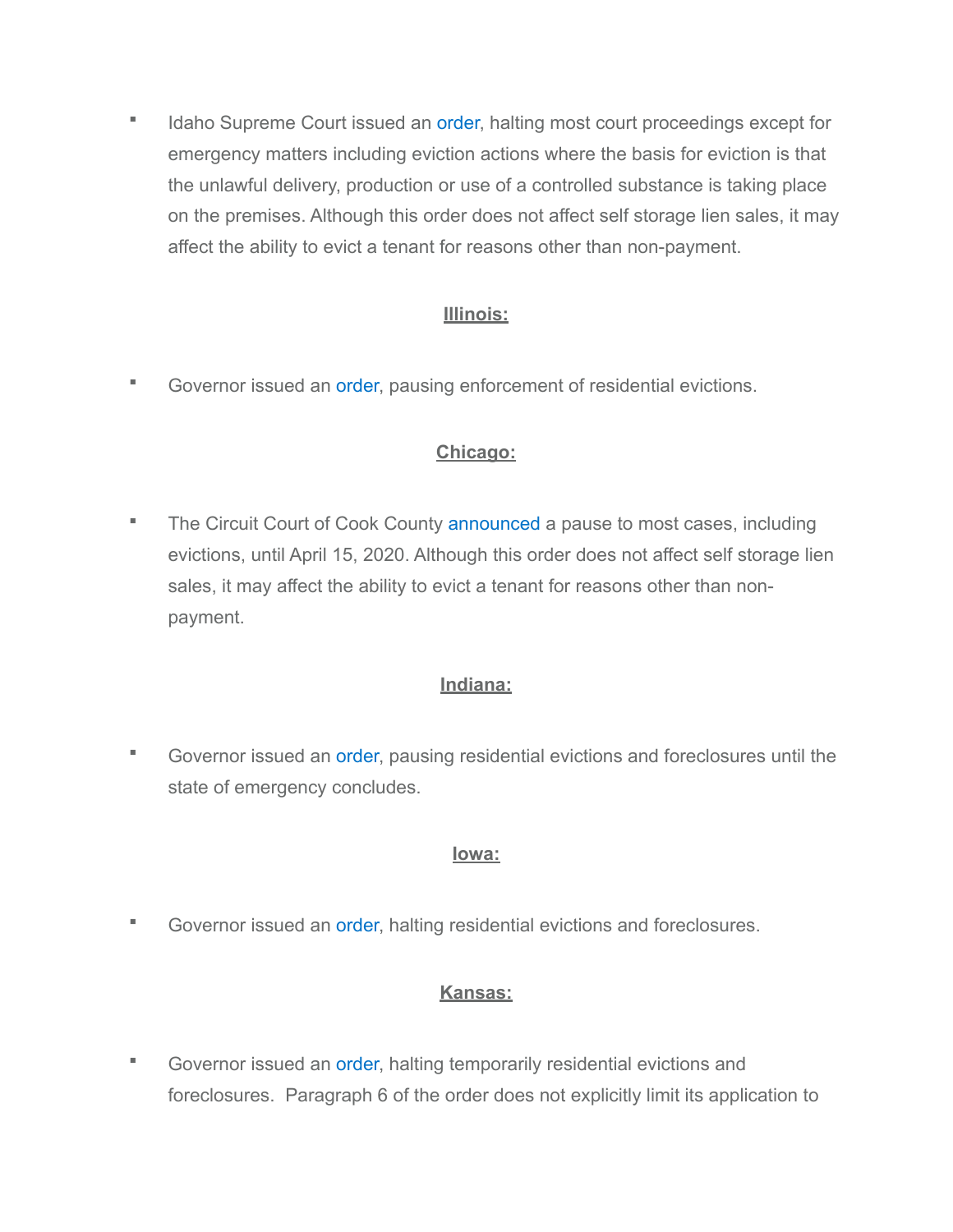- Idaho Supreme Court issued an order, halting most court proceedings except for emergency matters including eviction actions where the basis for eviction is that the unlawful delivery, production or use of a controlled substance is taking place on the premises. Although this order does not affect self storage lien sales, it may affect the ability to evict a tenant for reasons other than non-payment.

**Illinois:**

- Governor issued an order, pausing enforcement of residential evictions.

**Chicago:**

- The Circuit Court of Cook County announced a pause to most cases, including evictions, until April 15, 2020. Although this order does not affect self storage lien sales, it may affect the ability to evict a tenant for reasons other than non-payment.

**Indiana:**

- Governor issued an order, pausing residential evictions and foreclosures until the state of emergency concludes.

**Iowa:**

- Governor issued an order, halting residential evictions and foreclosures.

**Kansas:**

- Governor issued an order, halting temporarily residential evictions and foreclosures. Paragraph 6 of the order does not explicitly limit its application to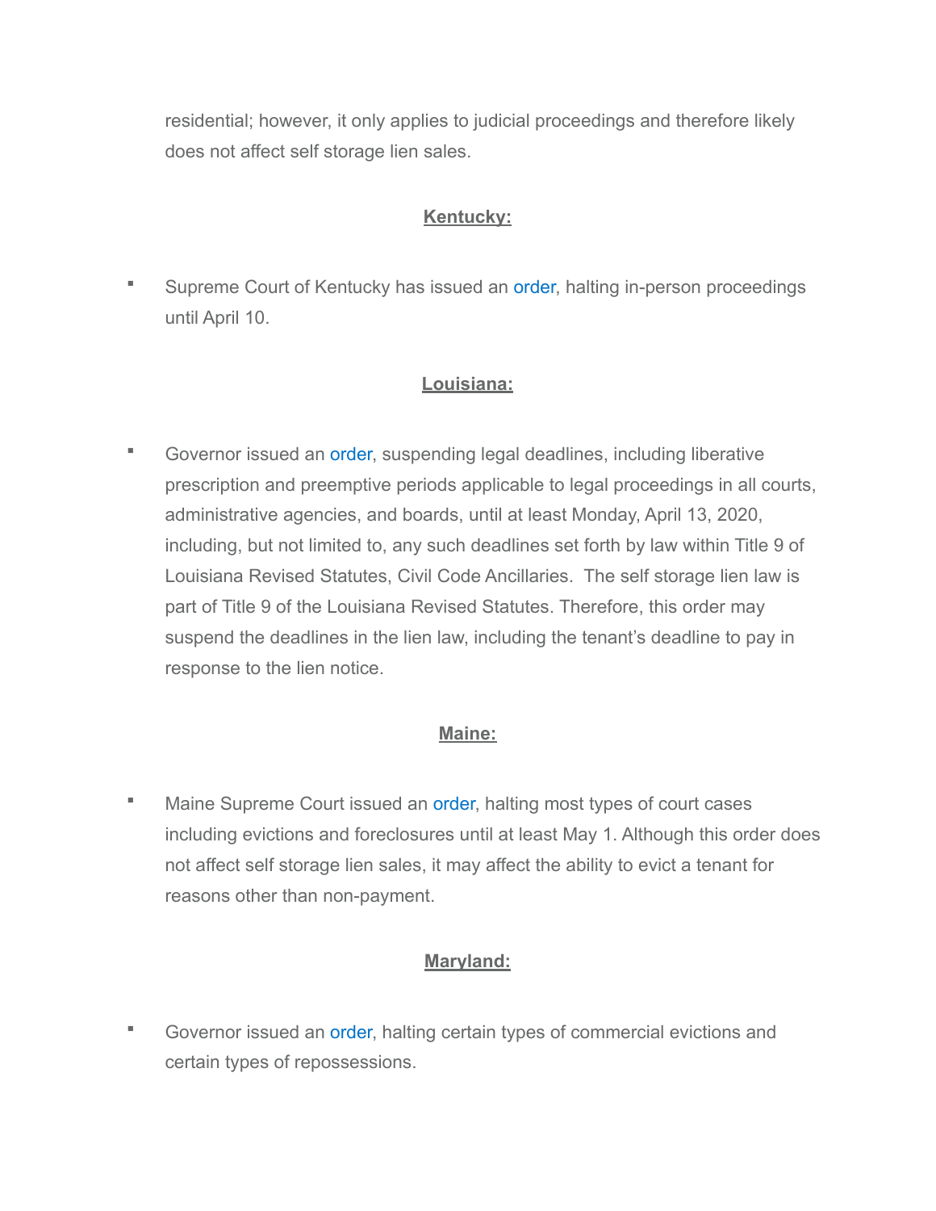residential; however, it only applies to judicial proceedings and therefore likely does not affect self storage lien sales.

**Kentucky:**

- Supreme Court of Kentucky has issued an order, halting in-person proceedings until April 10.

**Louisiana:**

- Governor issued an order, suspending legal deadlines, including liberative prescription and preemptive periods applicable to legal proceedings in all courts, administrative agencies, and boards, until at least Monday, April 13, 2020, including, but not limited to, any such deadlines set forth by law within Title 9 of Louisiana Revised Statutes, Civil Code Ancillaries. The self storage lien law is part of Title 9 of the Louisiana Revised Statutes. Therefore, this order may suspend the deadlines in the lien law, including the tenant's deadline to pay in response to the lien notice.

**Maine:**

- Maine Supreme Court issued an order, halting most types of court cases including evictions and foreclosures until at least May 1. Although this order does not affect self storage lien sales, it may affect the ability to evict a tenant for reasons other than non-payment.

**Maryland:**

- Governor issued an order, halting certain types of commercial evictions and certain types of repossessions.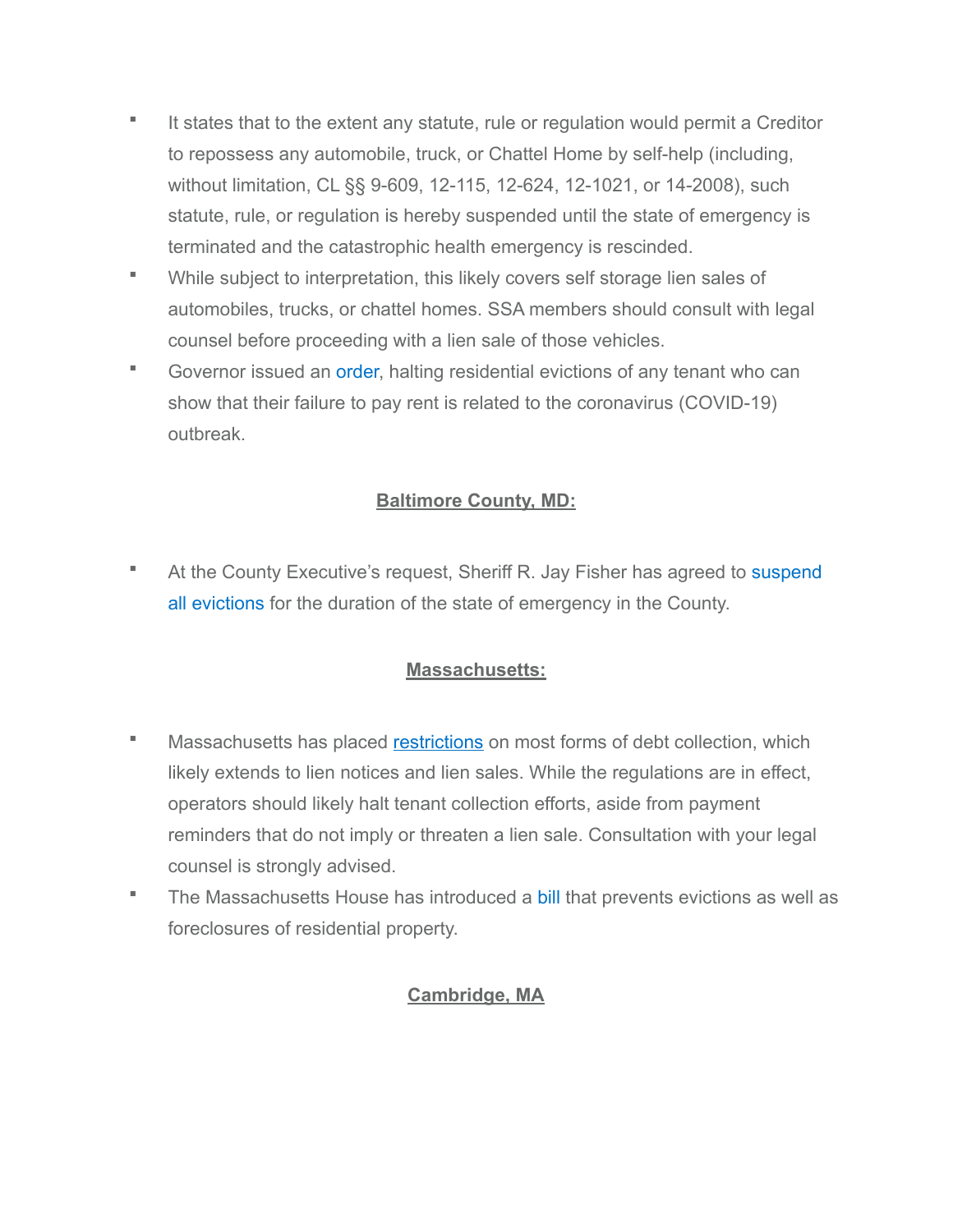- It states that to the extent any statute, rule or regulation would permit a Creditor to repossess any automobile, truck, or Chattel Home by self-help (including, without limitation, CL §§ 9-609, 12-115, 12-624, 12-1021, or 14-2008), such statute, rule, or regulation is hereby suspended until the state of emergency is terminated and the catastrophic health emergency is rescinded.
- While subject to interpretation, this likely covers self storage lien sales of automobiles, trucks, or chattel homes. SSA members should consult with legal counsel before proceeding with a lien sale of those vehicles.
- Governor issued an order, halting residential evictions of any tenant who can show that their failure to pay rent is related to the coronavirus (COVID-19) outbreak.

**Baltimore County, MD:**

- At the County Executive's request, Sheriff R. Jay Fisher has agreed to suspend all evictions for the duration of the state of emergency in the County.

**Massachusetts:**

- Massachusetts has placed restrictions on most forms of debt collection, which likely extends to lien notices and lien sales. While the regulations are in effect, operators should likely halt tenant collection efforts, aside from payment reminders that do not imply or threaten a lien sale. Consultation with your legal counsel is strongly advised.
- The Massachusetts House has introduced a bill that prevents evictions as well as foreclosures of residential property.

**Cambridge, MA**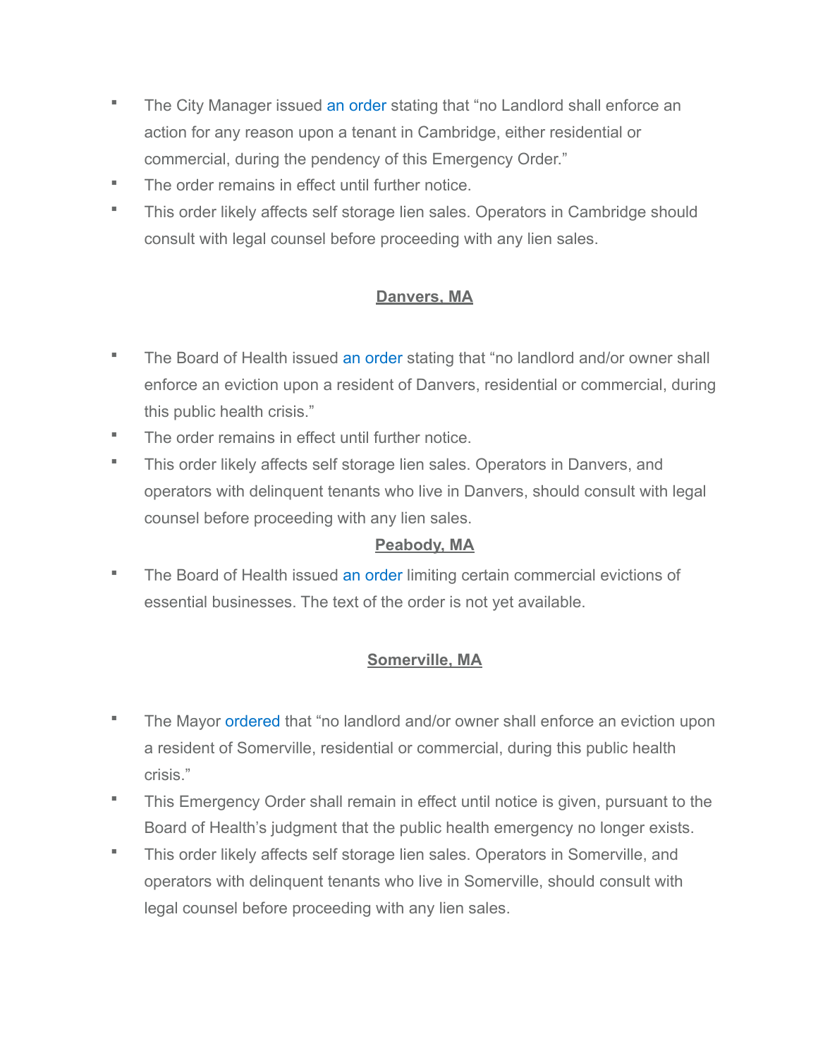- The City Manager issued an order stating that "no Landlord shall enforce an action for any reason upon a tenant in Cambridge, either residential or commercial, during the pendency of this Emergency Order."
- The order remains in effect until further notice.
- This order likely affects self storage lien sales. Operators in Cambridge should consult with legal counsel before proceeding with any lien sales.

## Danvers, MA

- The Board of Health issued an order stating that "no landlord and/or owner shall enforce an eviction upon a resident of Danvers, residential or commercial, during this public health crisis."
- The order remains in effect until further notice.
- This order likely affects self storage lien sales. Operators in Danvers, and operators with delinquent tenants who live in Danvers, should consult with legal counsel before proceeding with any lien sales.

## Peabody, MA

- The Board of Health issued an order limiting certain commercial evictions of essential businesses. The text of the order is not yet available.

## Somerville, MA

- The Mayor ordered that "no landlord and/or owner shall enforce an eviction upon a resident of Somerville, residential or commercial, during this public health crisis."
- This Emergency Order shall remain in effect until notice is given, pursuant to the Board of Health's judgment that the public health emergency no longer exists.
- This order likely affects self storage lien sales. Operators in Somerville, and operators with delinquent tenants who live in Somerville, should consult with legal counsel before proceeding with any lien sales.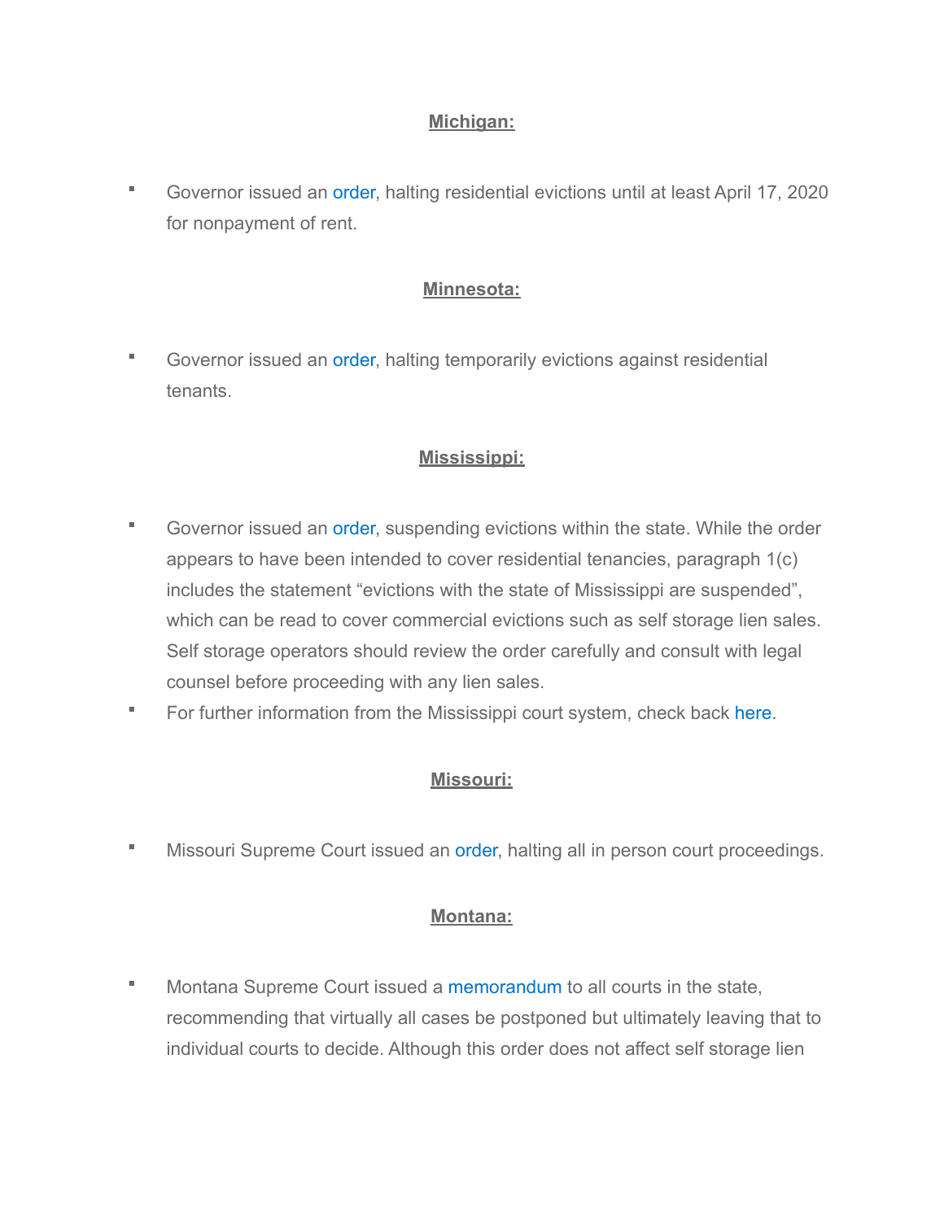**Michigan:**

- Governor issued an order, halting residential evictions until at least April 17, 2020 for nonpayment of rent.

**Minnesota:**

- Governor issued an order, halting temporarily evictions against residential tenants.

**Mississippi:**

- Governor issued an order, suspending evictions within the state. While the order appears to have been intended to cover residential tenancies, paragraph 1(c) includes the statement "evictions with the state of Mississippi are suspended", which can be read to cover commercial evictions such as self storage lien sales. Self storage operators should review the order carefully and consult with legal counsel before proceeding with any lien sales.
- For further information from the Mississippi court system, check back here.

**Missouri:**

- Missouri Supreme Court issued an order, halting all in person court proceedings.

**Montana:**

- Montana Supreme Court issued a memorandum to all courts in the state, recommending that virtually all cases be postponed but ultimately leaving that to individual courts to decide. Although this order does not affect self storage lien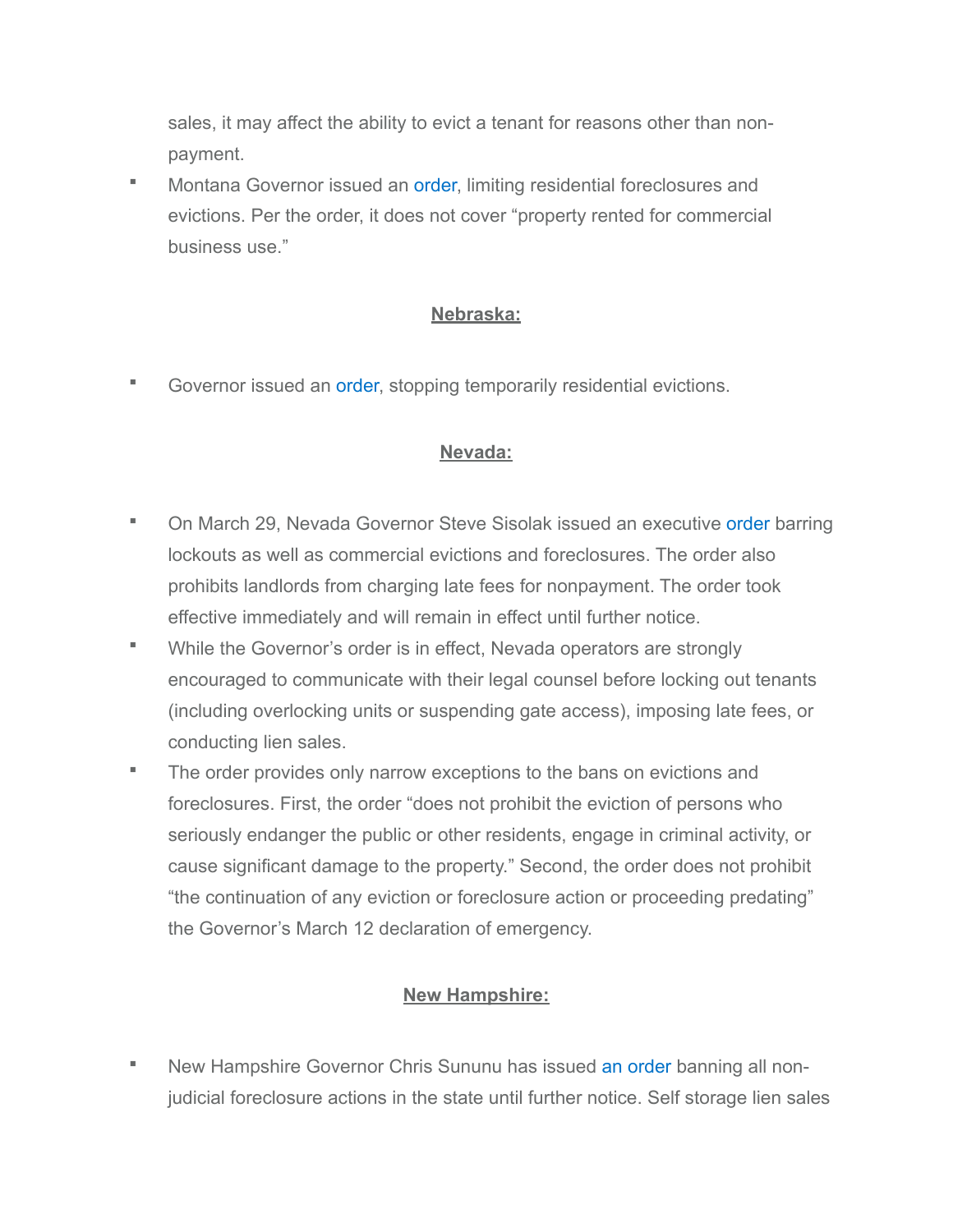sales, it may affect the ability to evict a tenant for reasons other than non-payment.

- Montana Governor issued an order, limiting residential foreclosures and evictions. Per the order, it does not cover "property rented for commercial business use."

**Nebraska:**

- Governor issued an order, stopping temporarily residential evictions.

**Nevada:**

- On March 29, Nevada Governor Steve Sisolak issued an executive order barring lockouts as well as commercial evictions and foreclosures. The order also prohibits landlords from charging late fees for nonpayment. The order took effective immediately and will remain in effect until further notice.
- While the Governor's order is in effect, Nevada operators are strongly encouraged to communicate with their legal counsel before locking out tenants (including overlocking units or suspending gate access), imposing late fees, or conducting lien sales.
- The order provides only narrow exceptions to the bans on evictions and foreclosures. First, the order "does not prohibit the eviction of persons who seriously endanger the public or other residents, engage in criminal activity, or cause significant damage to the property." Second, the order does not prohibit "the continuation of any eviction or foreclosure action or proceeding predating" the Governor's March 12 declaration of emergency.

**New Hampshire:**

- New Hampshire Governor Chris Sununu has issued an order banning all non-judicial foreclosure actions in the state until further notice. Self storage lien sales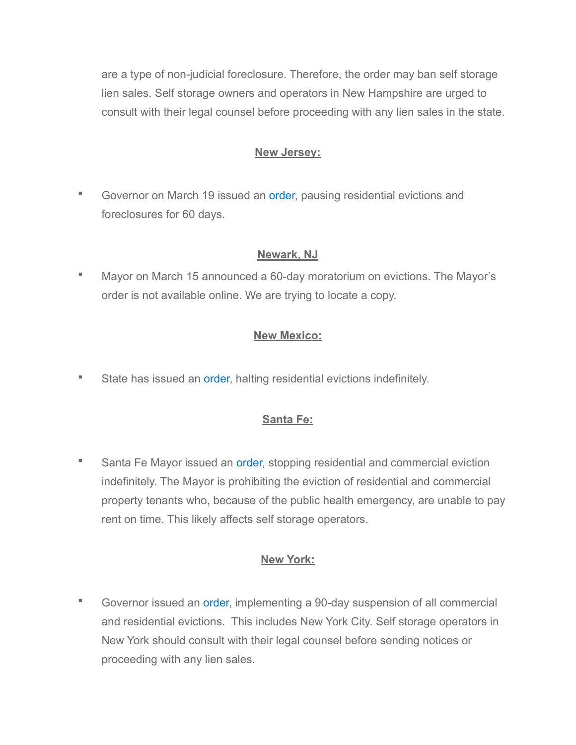are a type of non-judicial foreclosure. Therefore, the order may ban self storage lien sales. Self storage owners and operators in New Hampshire are urged to consult with their legal counsel before proceeding with any lien sales in the state.

**New Jersey:**

- Governor on March 19 issued an order, pausing residential evictions and foreclosures for 60 days.

**Newark, NJ**

- Mayor on March 15 announced a 60-day moratorium on evictions. The Mayor's order is not available online. We are trying to locate a copy.

**New Mexico:**

- State has issued an order, halting residential evictions indefinitely.

**Santa Fe:**

- Santa Fe Mayor issued an order, stopping residential and commercial eviction indefinitely. The Mayor is prohibiting the eviction of residential and commercial property tenants who, because of the public health emergency, are unable to pay rent on time. This likely affects self storage operators.

**New York:**

- Governor issued an order, implementing a 90-day suspension of all commercial and residential evictions. This includes New York City. Self storage operators in New York should consult with their legal counsel before sending notices or proceeding with any lien sales.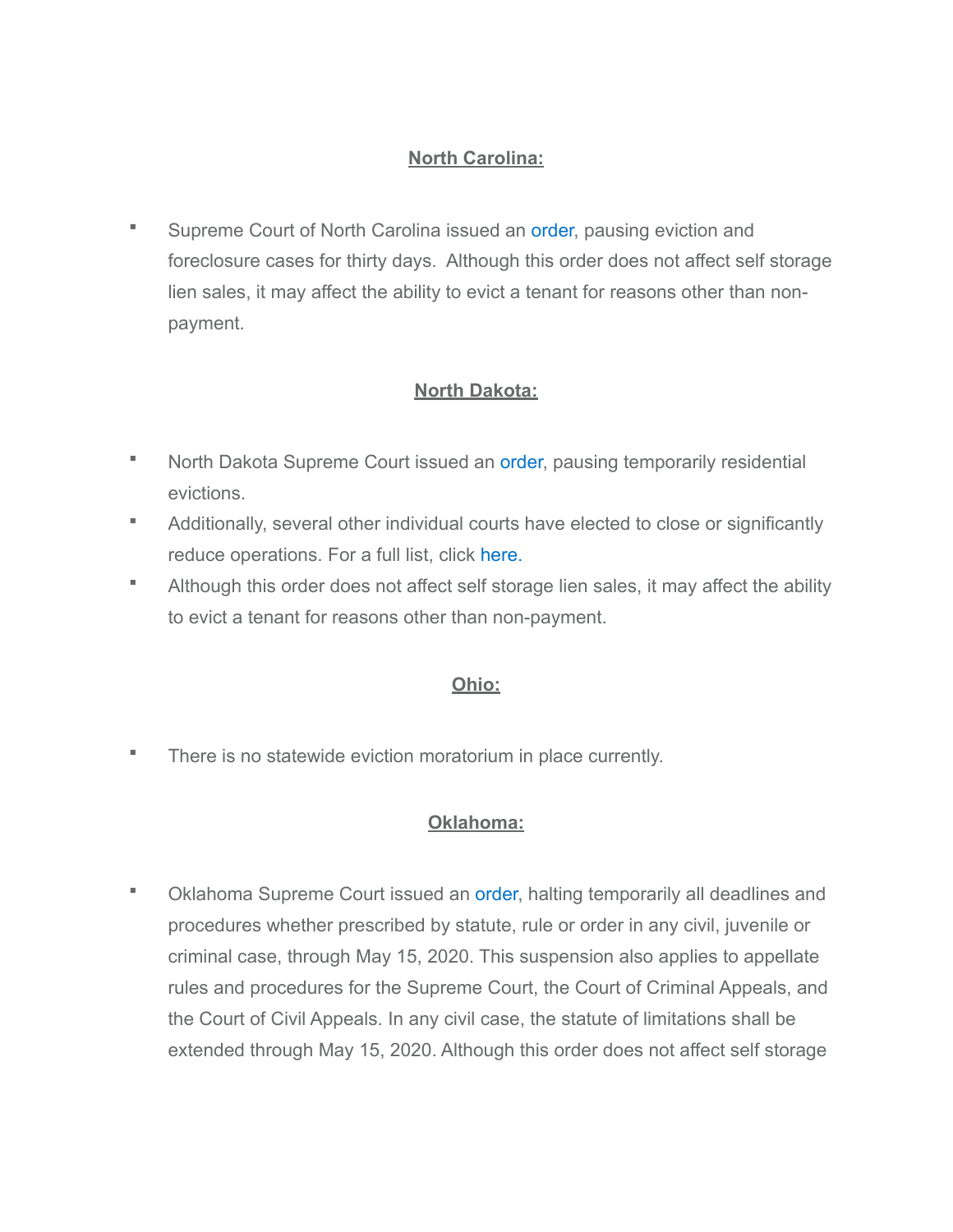**North Carolina:**

- Supreme Court of North Carolina issued an order, pausing eviction and foreclosure cases for thirty days. Although this order does not affect self storage lien sales, it may affect the ability to evict a tenant for reasons other than non-payment.

**North Dakota:**

- North Dakota Supreme Court issued an order, pausing temporarily residential evictions.
- Additionally, several other individual courts have elected to close or significantly reduce operations. For a full list, click here.
- Although this order does not affect self storage lien sales, it may affect the ability to evict a tenant for reasons other than non-payment.

**Ohio:**

- There is no statewide eviction moratorium in place currently.

**Oklahoma:**

- Oklahoma Supreme Court issued an order, halting temporarily all deadlines and procedures whether prescribed by statute, rule or order in any civil, juvenile or criminal case, through May 15, 2020. This suspension also applies to appellate rules and procedures for the Supreme Court, the Court of Criminal Appeals, and the Court of Civil Appeals. In any civil case, the statute of limitations shall be extended through May 15, 2020. Although this order does not affect self storage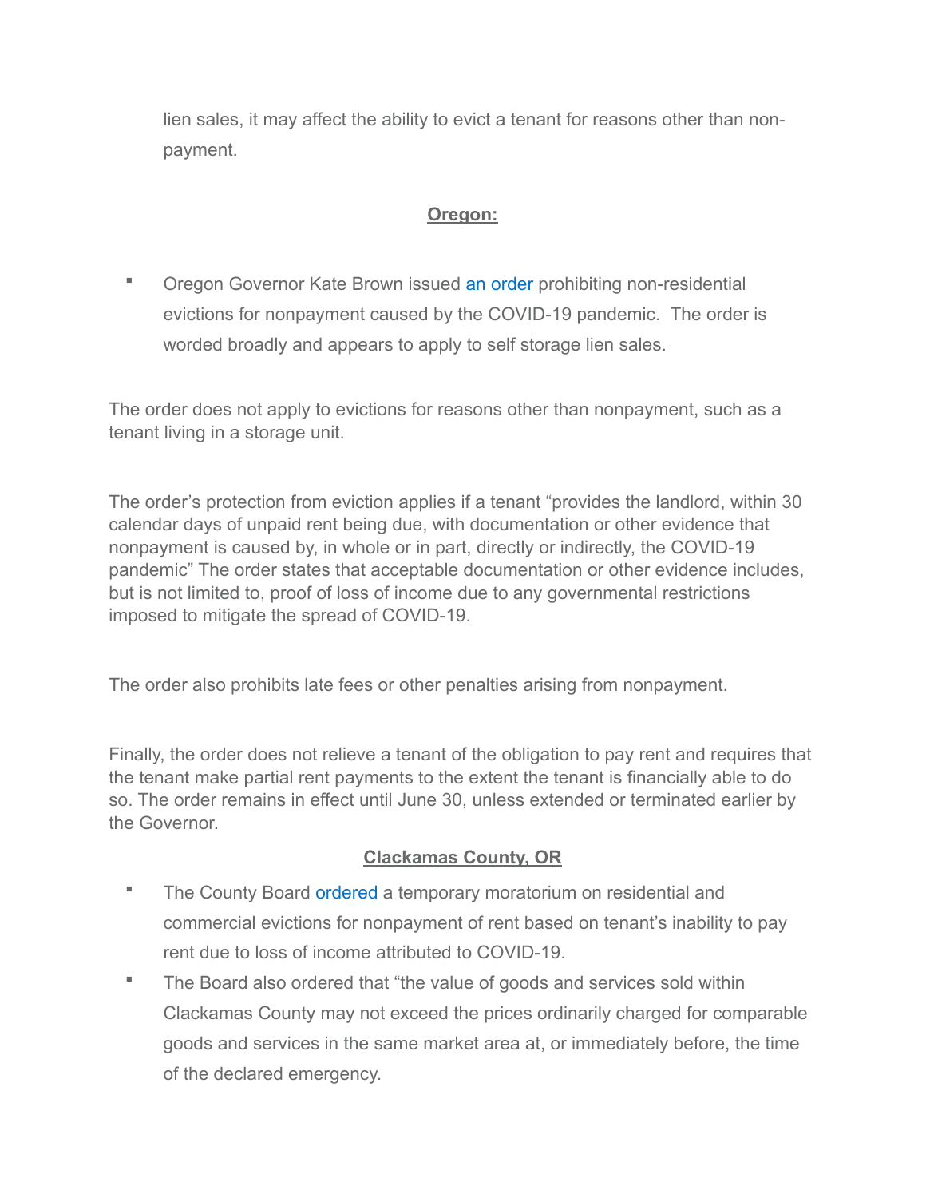lien sales, it may affect the ability to evict a tenant for reasons other than non-payment.

**Oregon:**

- Oregon Governor Kate Brown issued an order prohibiting non-residential evictions for nonpayment caused by the COVID-19 pandemic. The order is worded broadly and appears to apply to self storage lien sales.

The order does not apply to evictions for reasons other than nonpayment, such as a tenant living in a storage unit.

The order's protection from eviction applies if a tenant "provides the landlord, within 30 calendar days of unpaid rent being due, with documentation or other evidence that nonpayment is caused by, in whole or in part, directly or indirectly, the COVID-19 pandemic" The order states that acceptable documentation or other evidence includes, but is not limited to, proof of loss of income due to any governmental restrictions imposed to mitigate the spread of COVID-19.

The order also prohibits late fees or other penalties arising from nonpayment.

Finally, the order does not relieve a tenant of the obligation to pay rent and requires that the tenant make partial rent payments to the extent the tenant is financially able to do so. The order remains in effect until June 30, unless extended or terminated earlier by the Governor.

**Clackamas County, OR**

- The County Board ordered a temporary moratorium on residential and commercial evictions for nonpayment of rent based on tenant's inability to pay rent due to loss of income attributed to COVID-19.
- The Board also ordered that "the value of goods and services sold within Clackamas County may not exceed the prices ordinarily charged for comparable goods and services in the same market area at, or immediately before, the time of the declared emergency.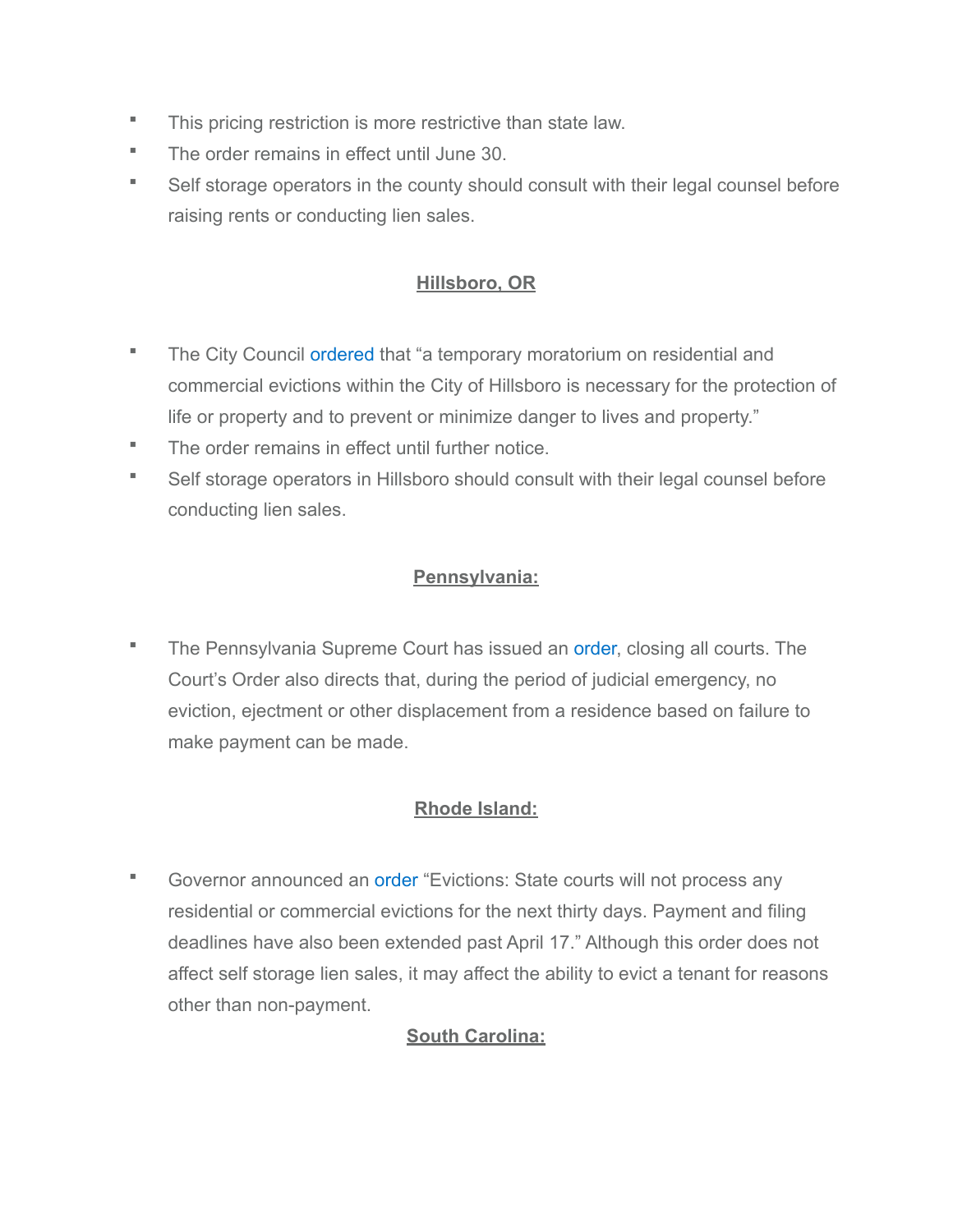- This pricing restriction is more restrictive than state law.
- The order remains in effect until June 30.
- Self storage operators in the county should consult with their legal counsel before raising rents or conducting lien sales.

## Hillsboro, OR

- The City Council ordered that "a temporary moratorium on residential and commercial evictions within the City of Hillsboro is necessary for the protection of life or property and to prevent or minimize danger to lives and property."
- The order remains in effect until further notice.
- Self storage operators in Hillsboro should consult with their legal counsel before conducting lien sales.

## Pennsylvania:

- The Pennsylvania Supreme Court has issued an order, closing all courts. The Court's Order also directs that, during the period of judicial emergency, no eviction, ejectment or other displacement from a residence based on failure to make payment can be made.

## Rhode Island:

- Governor announced an order "Evictions: State courts will not process any residential or commercial evictions for the next thirty days. Payment and filing deadlines have also been extended past April 17." Although this order does not affect self storage lien sales, it may affect the ability to evict a tenant for reasons other than non-payment.

## South Carolina: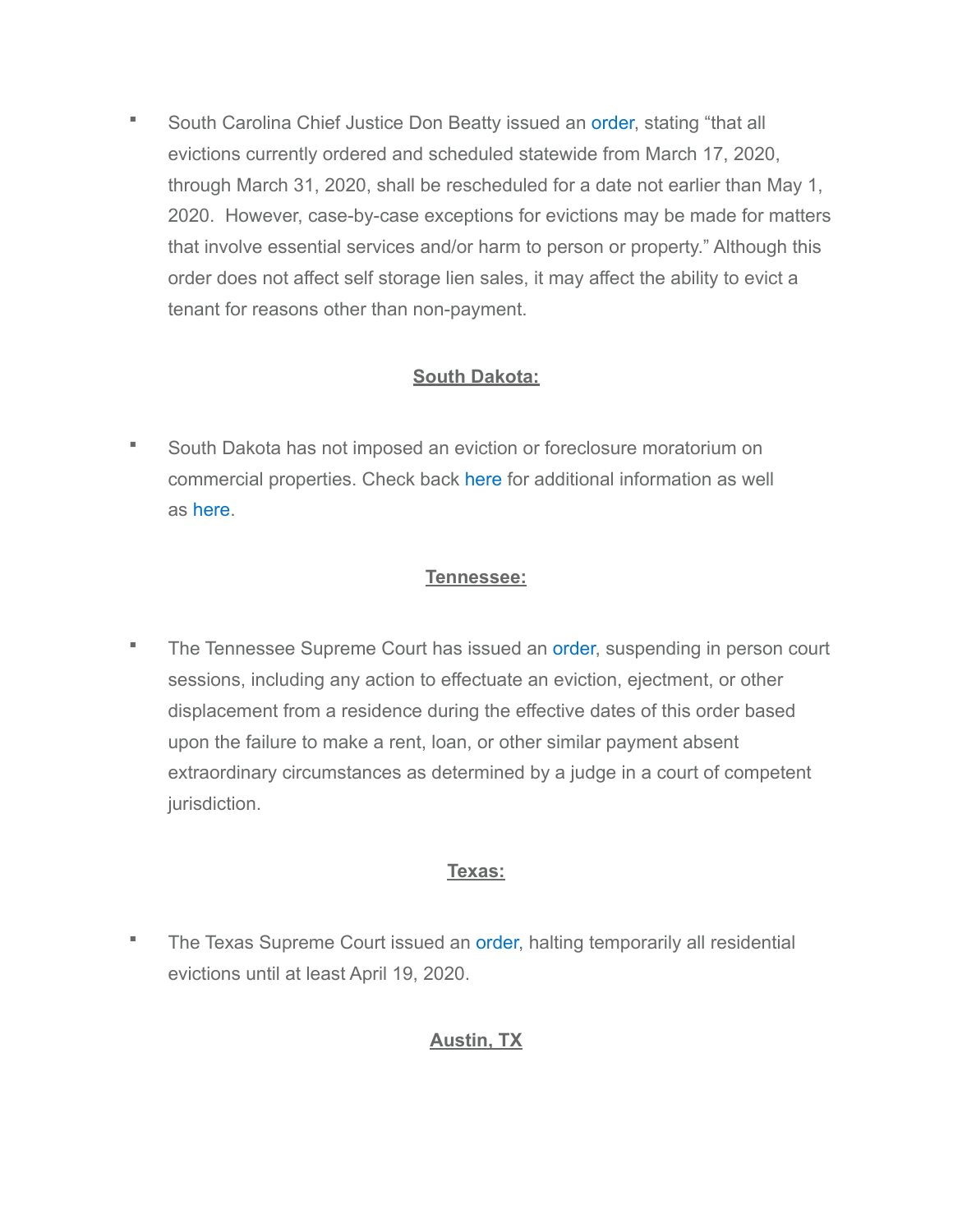- South Carolina Chief Justice Don Beatty issued an order, stating "that all evictions currently ordered and scheduled statewide from March 17, 2020, through March 31, 2020, shall be rescheduled for a date not earlier than May 1, 2020.  However, case-by-case exceptions for evictions may be made for matters that involve essential services and/or harm to person or property." Although this order does not affect self storage lien sales, it may affect the ability to evict a tenant for reasons other than non-payment.

**South Dakota:**

- South Dakota has not imposed an eviction or foreclosure moratorium on commercial properties. Check back here for additional information as well as here.

**Tennessee:**

- The Tennessee Supreme Court has issued an order, suspending in person court sessions, including any action to effectuate an eviction, ejectment, or other displacement from a residence during the effective dates of this order based upon the failure to make a rent, loan, or other similar payment absent extraordinary circumstances as determined by a judge in a court of competent jurisdiction.

**Texas:**

- The Texas Supreme Court issued an order, halting temporarily all residential evictions until at least April 19, 2020.

**Austin, TX**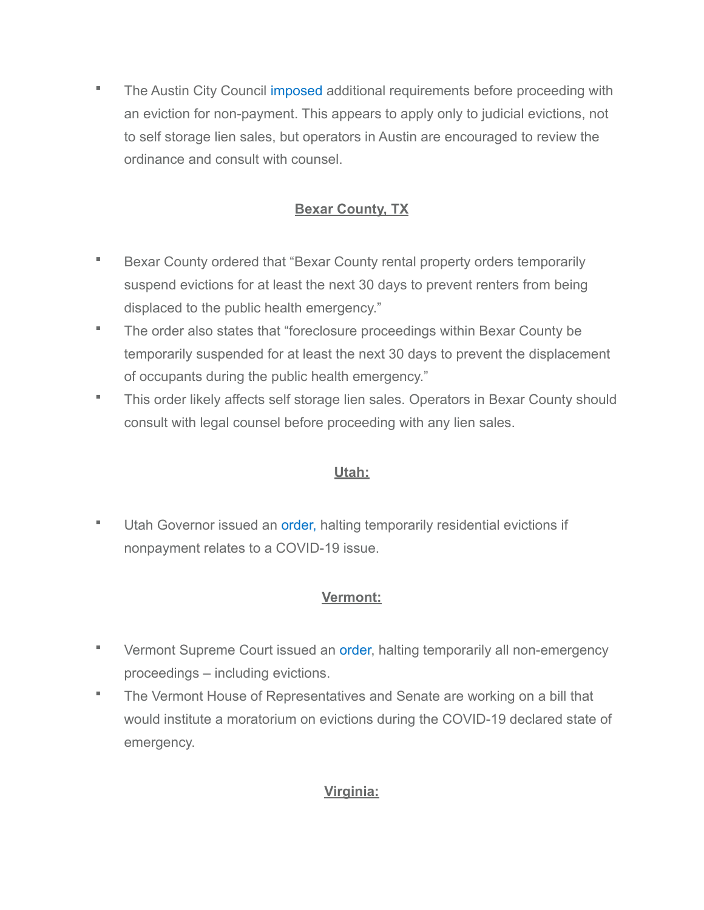- The Austin City Council imposed additional requirements before proceeding with an eviction for non-payment. This appears to apply only to judicial evictions, not to self storage lien sales, but operators in Austin are encouraged to review the ordinance and consult with counsel.

## Bexar County, TX

- Bexar County ordered that "Bexar County rental property orders temporarily suspend evictions for at least the next 30 days to prevent renters from being displaced to the public health emergency."
- The order also states that "foreclosure proceedings within Bexar County be temporarily suspended for at least the next 30 days to prevent the displacement of occupants during the public health emergency."
- This order likely affects self storage lien sales. Operators in Bexar County should consult with legal counsel before proceeding with any lien sales.

## Utah:

- Utah Governor issued an order, halting temporarily residential evictions if nonpayment relates to a COVID-19 issue.

## Vermont:

- Vermont Supreme Court issued an order, halting temporarily all non-emergency proceedings – including evictions.
- The Vermont House of Representatives and Senate are working on a bill that would institute a moratorium on evictions during the COVID-19 declared state of emergency.

## Virginia: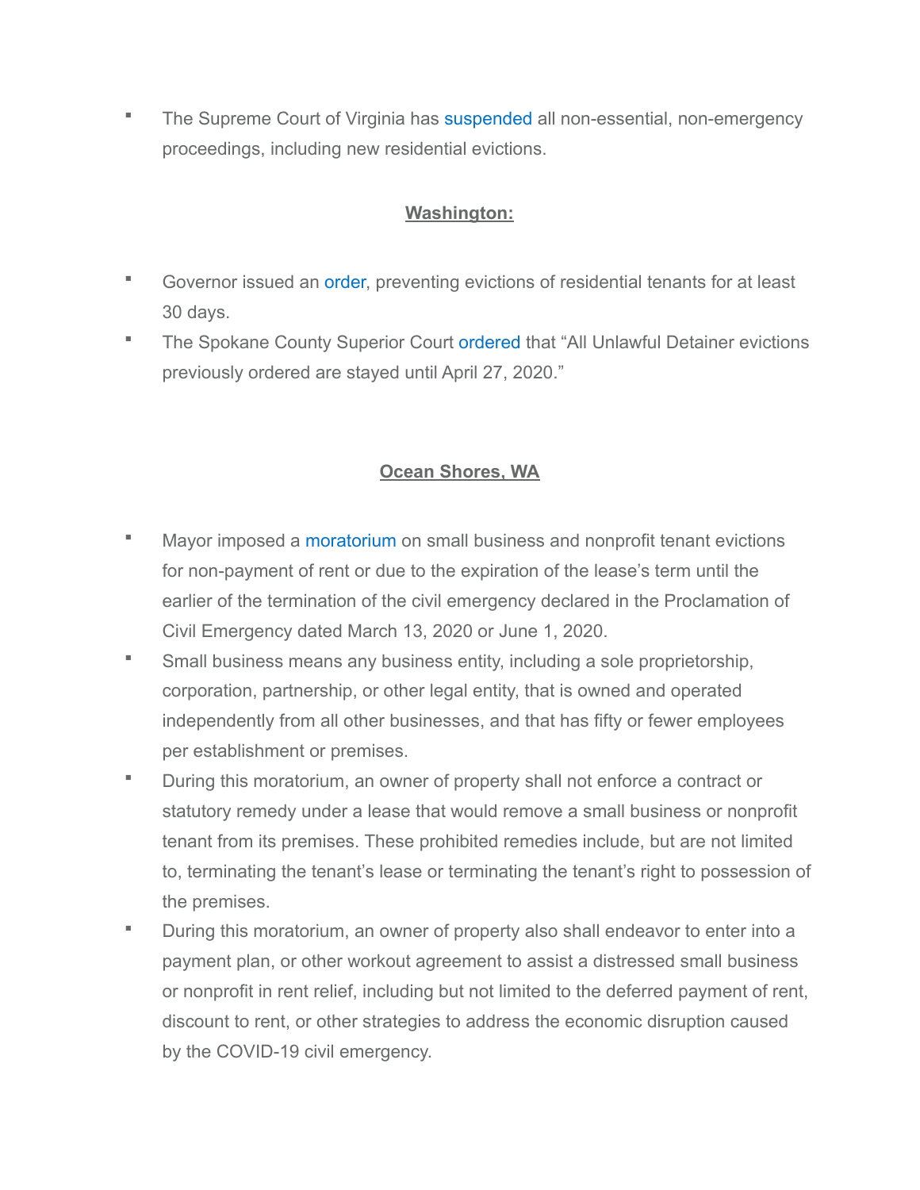- The Supreme Court of Virginia has suspended all non-essential, non-emergency proceedings, including new residential evictions.

**Washington:**

- Governor issued an order, preventing evictions of residential tenants for at least 30 days.
- The Spokane County Superior Court ordered that "All Unlawful Detainer evictions previously ordered are stayed until April 27, 2020."

**Ocean Shores, WA**

- Mayor imposed a moratorium on small business and nonprofit tenant evictions for non-payment of rent or due to the expiration of the lease's term until the earlier of the termination of the civil emergency declared in the Proclamation of Civil Emergency dated March 13, 2020 or June 1, 2020.
- Small business means any business entity, including a sole proprietorship, corporation, partnership, or other legal entity, that is owned and operated independently from all other businesses, and that has fifty or fewer employees per establishment or premises.
- During this moratorium, an owner of property shall not enforce a contract or statutory remedy under a lease that would remove a small business or nonprofit tenant from its premises. These prohibited remedies include, but are not limited to, terminating the tenant's lease or terminating the tenant's right to possession of the premises.
- During this moratorium, an owner of property also shall endeavor to enter into a payment plan, or other workout agreement to assist a distressed small business or nonprofit in rent relief, including but not limited to the deferred payment of rent, discount to rent, or other strategies to address the economic disruption caused by the COVID-19 civil emergency.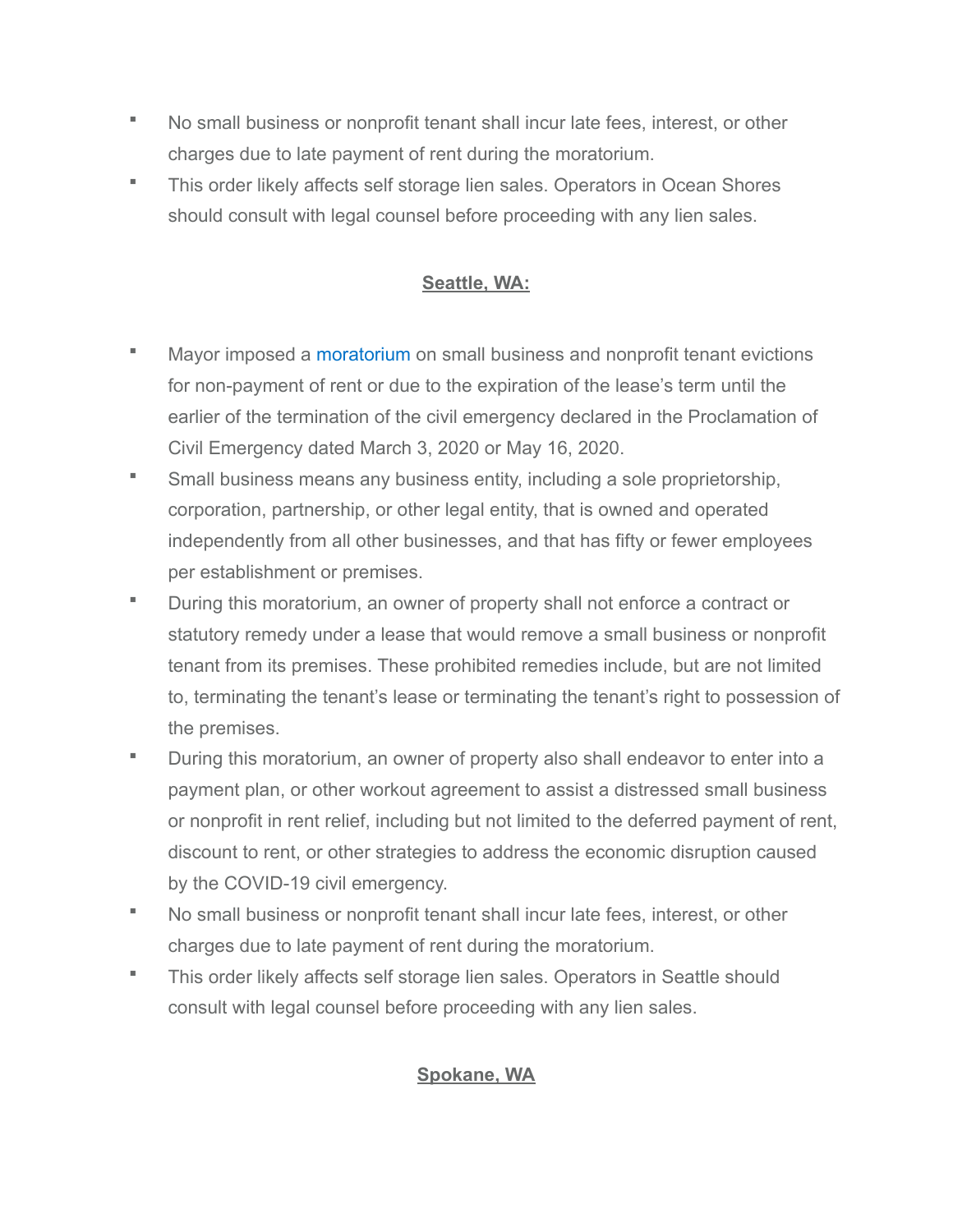- No small business or nonprofit tenant shall incur late fees, interest, or other charges due to late payment of rent during the moratorium.
- This order likely affects self storage lien sales. Operators in Ocean Shores should consult with legal counsel before proceeding with any lien sales.

## **Seattle, WA:**

- Mayor imposed a moratorium on small business and nonprofit tenant evictions for non-payment of rent or due to the expiration of the lease's term until the earlier of the termination of the civil emergency declared in the Proclamation of Civil Emergency dated March 3, 2020 or May 16, 2020.
- Small business means any business entity, including a sole proprietorship, corporation, partnership, or other legal entity, that is owned and operated independently from all other businesses, and that has fifty or fewer employees per establishment or premises.
- During this moratorium, an owner of property shall not enforce a contract or statutory remedy under a lease that would remove a small business or nonprofit tenant from its premises. These prohibited remedies include, but are not limited to, terminating the tenant's lease or terminating the tenant's right to possession of the premises.
- During this moratorium, an owner of property also shall endeavor to enter into a payment plan, or other workout agreement to assist a distressed small business or nonprofit in rent relief, including but not limited to the deferred payment of rent, discount to rent, or other strategies to address the economic disruption caused by the COVID-19 civil emergency.
- No small business or nonprofit tenant shall incur late fees, interest, or other charges due to late payment of rent during the moratorium.
- This order likely affects self storage lien sales. Operators in Seattle should consult with legal counsel before proceeding with any lien sales.

## **Spokane, WA**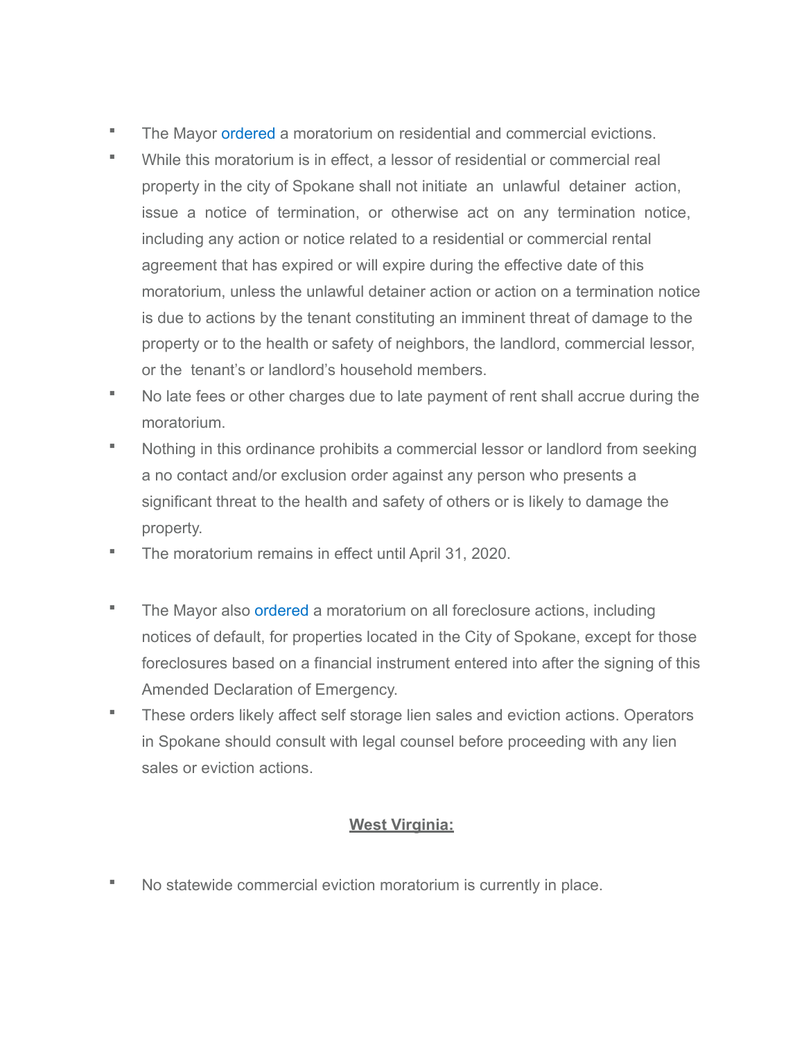- The Mayor ordered a moratorium on residential and commercial evictions.
- While this moratorium is in effect, a lessor of residential or commercial real property in the city of Spokane shall not initiate an unlawful detainer action, issue a notice of termination, or otherwise act on any termination notice, including any action or notice related to a residential or commercial rental agreement that has expired or will expire during the effective date of this moratorium, unless the unlawful detainer action or action on a termination notice is due to actions by the tenant constituting an imminent threat of damage to the property or to the health or safety of neighbors, the landlord, commercial lessor, or the tenant's or landlord's household members.
- No late fees or other charges due to late payment of rent shall accrue during the moratorium.
- Nothing in this ordinance prohibits a commercial lessor or landlord from seeking a no contact and/or exclusion order against any person who presents a significant threat to the health and safety of others or is likely to damage the property.
- The moratorium remains in effect until April 31, 2020.

- The Mayor also ordered a moratorium on all foreclosure actions, including notices of default, for properties located in the City of Spokane, except for those foreclosures based on a financial instrument entered into after the signing of this Amended Declaration of Emergency.
- These orders likely affect self storage lien sales and eviction actions. Operators in Spokane should consult with legal counsel before proceeding with any lien sales or eviction actions.

## West Virginia:

- No statewide commercial eviction moratorium is currently in place.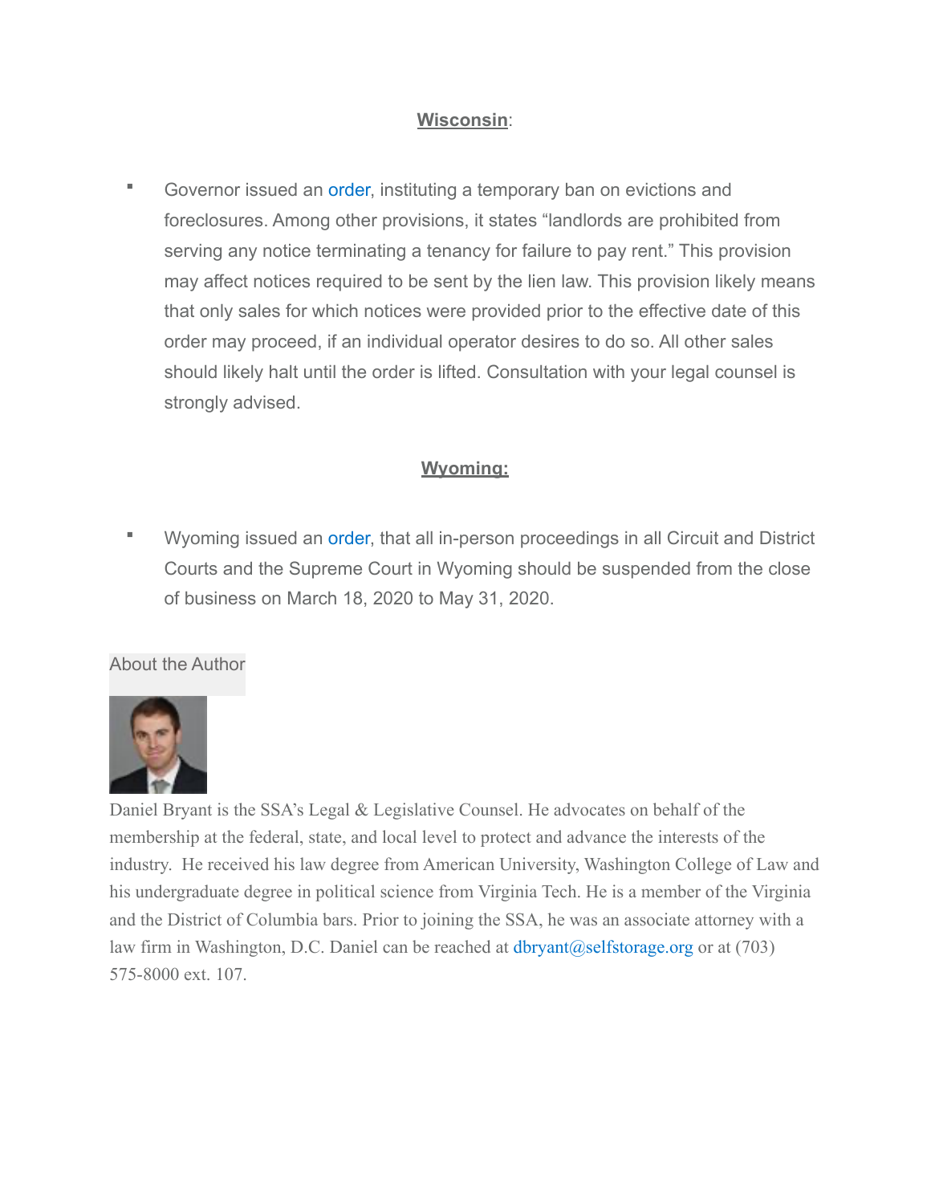**Wisconsin**:

- Governor issued an order, instituting a temporary ban on evictions and foreclosures. Among other provisions, it states "landlords are prohibited from serving any notice terminating a tenancy for failure to pay rent." This provision may affect notices required to be sent by the lien law. This provision likely means that only sales for which notices were provided prior to the effective date of this order may proceed, if an individual operator desires to do so. All other sales should likely halt until the order is lifted. Consultation with your legal counsel is strongly advised.

**Wyoming:**

- Wyoming issued an order, that all in-person proceedings in all Circuit and District Courts and the Supreme Court in Wyoming should be suspended from the close of business on March 18, 2020 to May 31, 2020.

About the Author

Daniel Bryant is the SSA's Legal & Legislative Counsel. He advocates on behalf of the membership at the federal, state, and local level to protect and advance the interests of the industry. He received his law degree from American University, Washington College of Law and his undergraduate degree in political science from Virginia Tech. He is a member of the Virginia and the District of Columbia bars. Prior to joining the SSA, he was an associate attorney with a law firm in Washington, D.C. Daniel can be reached at dbryant@selfstorage.org or at (703) 575-8000 ext. 107.